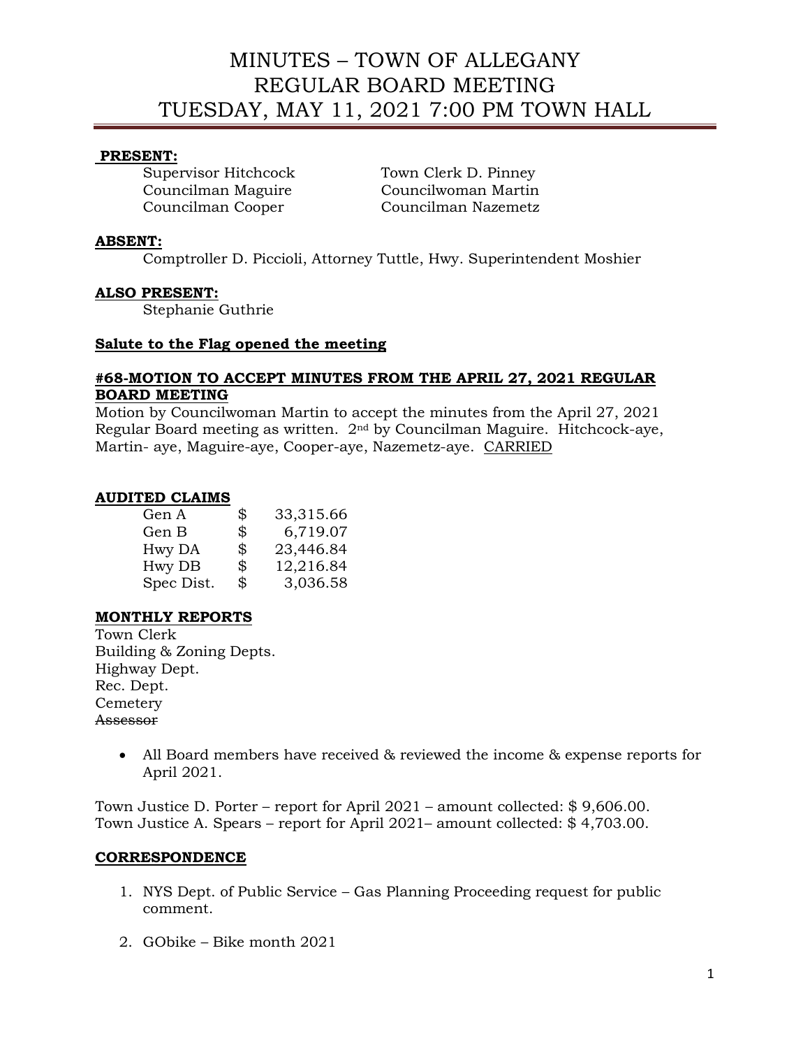# MINUTES – TOWN OF ALLEGANY
# REGULAR BOARD MEETING
# TUESDAY, MAY 11, 2021 7:00 PM TOWN HALL

**PRESENT:**

Supervisor Hitchcock
Councilman Maguire
Councilman Cooper
Town Clerk D. Pinney
Councilwoman Martin
Councilman Nazemetz

**ABSENT:**

Comptroller D. Piccioli, Attorney Tuttle, Hwy. Superintendent Moshier

**ALSO PRESENT:**

Stephanie Guthrie

**Salute to the Flag opened the meeting**

**#68-MOTION TO ACCEPT MINUTES FROM THE APRIL 27, 2021 REGULAR BOARD MEETING**

Motion by Councilwoman Martin to accept the minutes from the April 27, 2021 Regular Board meeting as written. 2nd by Councilman Maguire. Hitchcock-aye, Martin- aye, Maguire-aye, Cooper-aye, Nazemetz-aye. CARRIED

**AUDITED CLAIMS**

| | | |
|---|---|---|
| Gen A | $ | 33,315.66 |
| Gen B | $ | 6,719.07 |
| Hwy DA | $ | 23,446.84 |
| Hwy DB | $ | 12,216.84 |
| Spec Dist. | $ | 3,036.58 |

**MONTHLY REPORTS**

Town Clerk
Building & Zoning Depts.
Highway Dept.
Rec. Dept.
Cemetery
~~Assessor~~

- All Board members have received & reviewed the income & expense reports for April 2021.

Town Justice D. Porter – report for April 2021 – amount collected: $ 9,606.00.
Town Justice A. Spears – report for April 2021– amount collected: $ 4,703.00.

**CORRESPONDENCE**

1. NYS Dept. of Public Service – Gas Planning Proceeding request for public comment.
2. GObike – Bike month 2021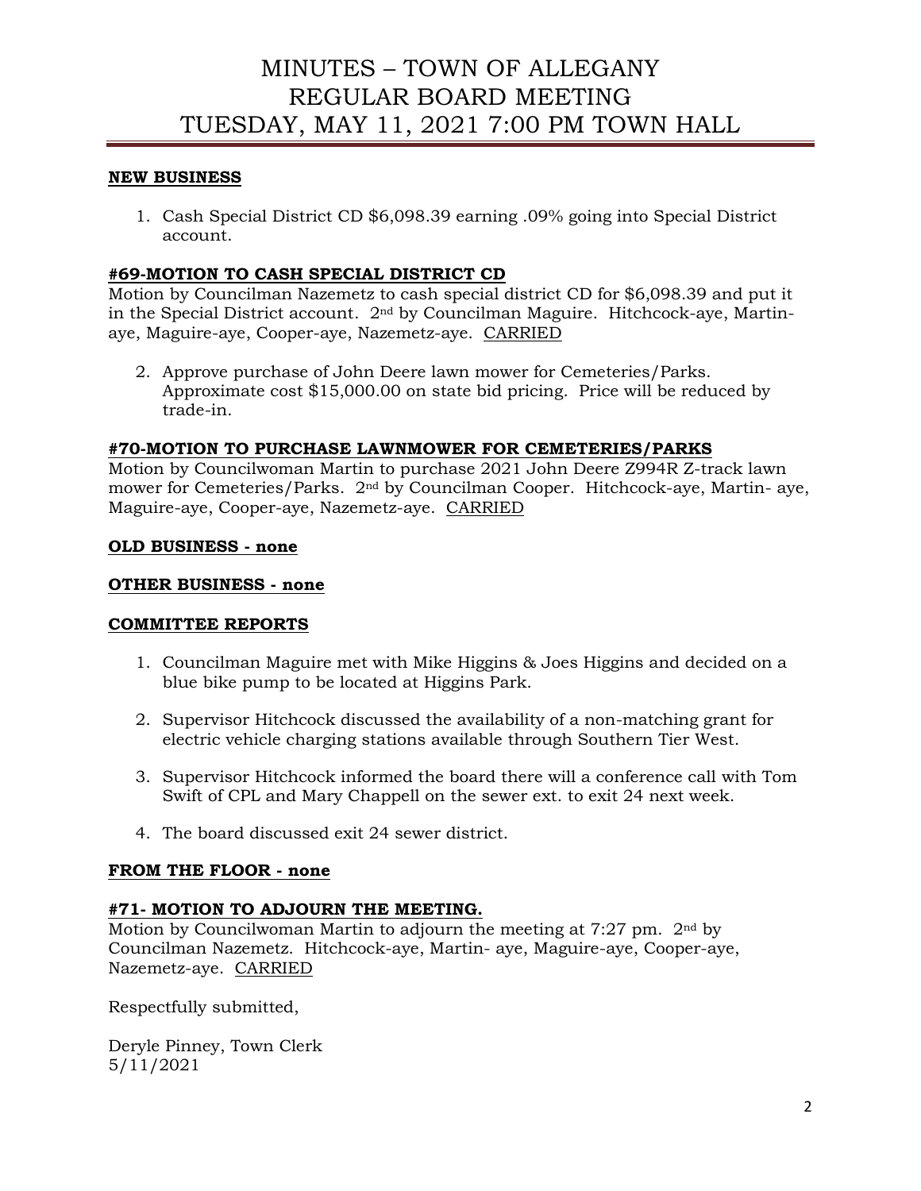# MINUTES – TOWN OF ALLEGANY
# REGULAR BOARD MEETING
# TUESDAY, MAY 11, 2021 7:00 PM TOWN HALL

## NEW BUSINESS

1. Cash Special District CD $6,098.39 earning .09% going into Special District account.

**#69-MOTION TO CASH SPECIAL DISTRICT CD**

Motion by Councilman Nazemetz to cash special district CD for $6,098.39 and put it in the Special District account. 2nd by Councilman Maguire. Hitchcock-aye, Martin-aye, Maguire-aye, Cooper-aye, Nazemetz-aye. CARRIED

2. Approve purchase of John Deere lawn mower for Cemeteries/Parks. Approximate cost $15,000.00 on state bid pricing. Price will be reduced by trade-in.

**#70-MOTION TO PURCHASE LAWNMOWER FOR CEMETERIES/PARKS**

Motion by Councilwoman Martin to purchase 2021 John Deere Z994R Z-track lawn mower for Cemeteries/Parks. 2nd by Councilman Cooper. Hitchcock-aye, Martin- aye, Maguire-aye, Cooper-aye, Nazemetz-aye. CARRIED

## OLD BUSINESS - none

## OTHER BUSINESS - none

## COMMITTEE REPORTS

1. Councilman Maguire met with Mike Higgins & Joes Higgins and decided on a blue bike pump to be located at Higgins Park.

2. Supervisor Hitchcock discussed the availability of a non-matching grant for electric vehicle charging stations available through Southern Tier West.

3. Supervisor Hitchcock informed the board there will a conference call with Tom Swift of CPL and Mary Chappell on the sewer ext. to exit 24 next week.

4. The board discussed exit 24 sewer district.

## FROM THE FLOOR - none

**#71- MOTION TO ADJOURN THE MEETING.**

Motion by Councilwoman Martin to adjourn the meeting at 7:27 pm. 2nd by Councilman Nazemetz. Hitchcock-aye, Martin- aye, Maguire-aye, Cooper-aye, Nazemetz-aye. CARRIED

Respectfully submitted,

Deryle Pinney, Town Clerk
5/11/2021